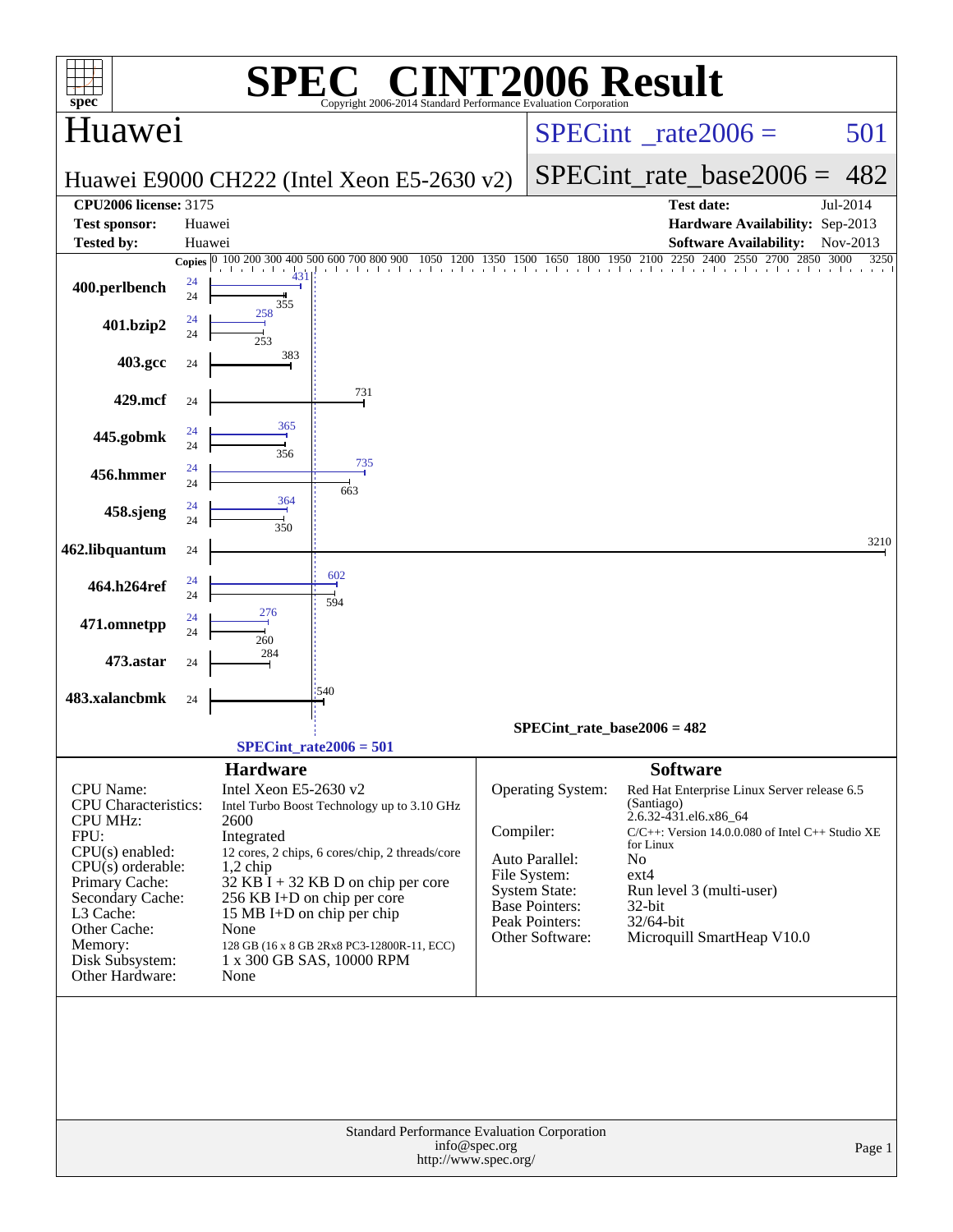# SPEC® CINT2006 Result

Copyright 2006-2014 Standard Performance Evaluation Corporation

## Huawei

**Huawei E9000 CH222 (Intel Xeon E5-2630 v2)**

SPECint_rate2006 = 501

SPECint_rate_base2006 = 482

| | | | |
|---|---|---|---|
| **CPU2006 license:** 3175 | | **Test date:** | Jul-2014 |
| **Test sponsor:** | Huawei | **Hardware Availability:** | Sep-2013 |
| **Tested by:** | Huawei | **Software Availability:** | Nov-2013 |

| Benchmark | Copies (peak) | Peak | Copies (base) | Base |
|---|---|---|---|---|
| 400.perlbench | 24 | 431 | 24 | 355 |
| 401.bzip2 | 24 | 258 | 24 | 253 |
| 403.gcc | | | 24 | 383 |
| 429.mcf | | | 24 | 731 |
| 445.gobmk | 24 | 365 | 24 | 356 |
| 456.hmmer | 24 | 735 | 24 | 663 |
| 458.sjeng | 24 | 364 | 24 | 350 |
| 462.libquantum | | | 24 | 3210 |
| 464.h264ref | 24 | 602 | 24 | 594 |
| 471.omnetpp | 24 | 276 | 24 | 260 |
| 473.astar | | | 24 | 284 |
| 483.xalancbmk | | | 24 | 540 |

SPECint_rate_base2006 = 482

SPECint_rate2006 = 501

### Hardware

| | |
|---|---|
| CPU Name: | Intel Xeon E5-2630 v2 |
| CPU Characteristics: | Intel Turbo Boost Technology up to 3.10 GHz |
| CPU MHz: | 2600 |
| FPU: | Integrated |
| CPU(s) enabled: | 12 cores, 2 chips, 6 cores/chip, 2 threads/core |
| CPU(s) orderable: | 1,2 chip |
| Primary Cache: | 32 KB I + 32 KB D on chip per core |
| Secondary Cache: | 256 KB I+D on chip per core |
| L3 Cache: | 15 MB I+D on chip per chip |
| Other Cache: | None |
| Memory: | 128 GB (16 x 8 GB 2Rx8 PC3-12800R-11, ECC) |
| Disk Subsystem: | 1 x 300 GB SAS, 10000 RPM |
| Other Hardware: | None |

### Software

| | |
|---|---|
| Operating System: | Red Hat Enterprise Linux Server release 6.5 (Santiago) 2.6.32-431.el6.x86_64 |
| Compiler: | C/C++: Version 14.0.0.080 of Intel C++ Studio XE for Linux |
| Auto Parallel: | No |
| File System: | ext4 |
| System State: | Run level 3 (multi-user) |
| Base Pointers: | 32-bit |
| Peak Pointers: | 32/64-bit |
| Other Software: | Microquill SmartHeap V10.0 |

Standard Performance Evaluation Corporation
info@spec.org
http://www.spec.org/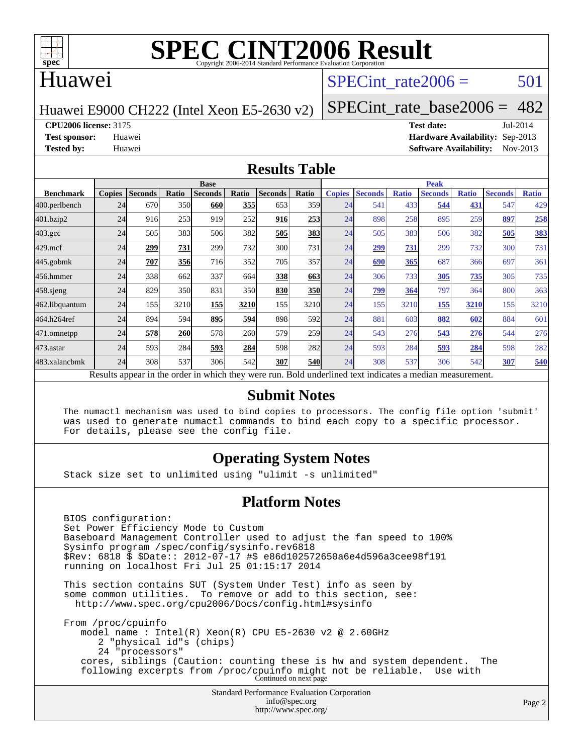# SPEC CINT2006 Result

Copyright 2006-2014 Standard Performance Evaluation Corporation

## Huawei

Huawei E9000 CH222 (Intel Xeon E5-2630 v2)

SPECint_rate2006 = 501

SPECint_rate_base2006 = 482

**CPU2006 license:** 3175
**Test sponsor:** Huawei
**Tested by:** Huawei

**Test date:** Jul-2014
**Hardware Availability:** Sep-2013
**Software Availability:** Nov-2013

## Results Table

| Benchmark | Base | | | | | | | Peak | | | | | | |
|---|---|---|---|---|---|---|---|---|---|---|---|---|---|---|
| | Copies | Seconds | Ratio | Seconds | Ratio | Seconds | Ratio | Copies | Seconds | Ratio | Seconds | Ratio | Seconds | Ratio |
| 400.perlbench | 24 | 670 | 350 | **660** | **355** | 653 | 359 | 24 | 541 | 433 | **544** | **431** | 547 | 429 |
| 401.bzip2 | 24 | 916 | 253 | 919 | 252 | **916** | **253** | 24 | 898 | 258 | 895 | 259 | **897** | **258** |
| 403.gcc | 24 | 505 | 383 | 506 | 382 | **505** | **383** | 24 | 505 | 383 | 506 | 382 | **505** | **383** |
| 429.mcf | 24 | **299** | **731** | 299 | 732 | 300 | 731 | 24 | **299** | **731** | 299 | 732 | 300 | 731 |
| 445.gobmk | 24 | **707** | **356** | 716 | 352 | 705 | 357 | 24 | **690** | **365** | 687 | 366 | 697 | 361 |
| 456.hmmer | 24 | 338 | 662 | 337 | 664 | **338** | **663** | 24 | 306 | 733 | **305** | **735** | 305 | 735 |
| 458.sjeng | 24 | 829 | 350 | 831 | 350 | **830** | **350** | 24 | **799** | **364** | 797 | 364 | 800 | 363 |
| 462.libquantum | 24 | 155 | 3210 | **155** | **3210** | 155 | 3210 | 24 | 155 | 3210 | **155** | **3210** | 155 | 3210 |
| 464.h264ref | 24 | 894 | 594 | **895** | **594** | 898 | 592 | 24 | 881 | 603 | **882** | **602** | 884 | 601 |
| 471.omnetpp | 24 | **578** | **260** | 578 | 260 | 579 | 259 | 24 | 543 | 276 | **543** | **276** | 544 | 276 |
| 473.astar | 24 | 593 | 284 | **593** | **284** | 598 | 282 | 24 | 593 | 284 | **593** | **284** | 598 | 282 |
| 483.xalancbmk | 24 | 308 | 537 | 306 | 542 | **307** | **540** | 24 | 308 | 537 | 306 | 542 | **307** | **540** |

Results appear in the order in which they were run. Bold underlined text indicates a median measurement.

## Submit Notes

```
The numactl mechanism was used to bind copies to processors. The config file option 'submit'
was used to generate numactl commands to bind each copy to a specific processor.
For details, please see the config file.
```

## Operating System Notes

```
Stack size set to unlimited using "ulimit -s unlimited"
```

## Platform Notes

```
BIOS configuration:
Set Power Efficiency Mode to Custom
Baseboard Management Controller used to adjust the fan speed to 100%
Sysinfo program /spec/config/sysinfo.rev6818
$Rev: 6818 $ $Date:: 2012-07-17 #$ e86d102572650a6e4d596a3cee98f191
running on localhost Fri Jul 25 01:15:17 2014

This section contains SUT (System Under Test) info as seen by
some common utilities.  To remove or add to this section, see:
  http://www.spec.org/cpu2006/Docs/config.html#sysinfo

From /proc/cpuinfo
   model name : Intel(R) Xeon(R) CPU E5-2630 v2 @ 2.60GHz
      2 "physical id"s (chips)
      24 "processors"
   cores, siblings (Caution: counting these is hw and system dependent.  The
   following excerpts from /proc/cpuinfo might not be reliable.  Use with
```

Continued on next page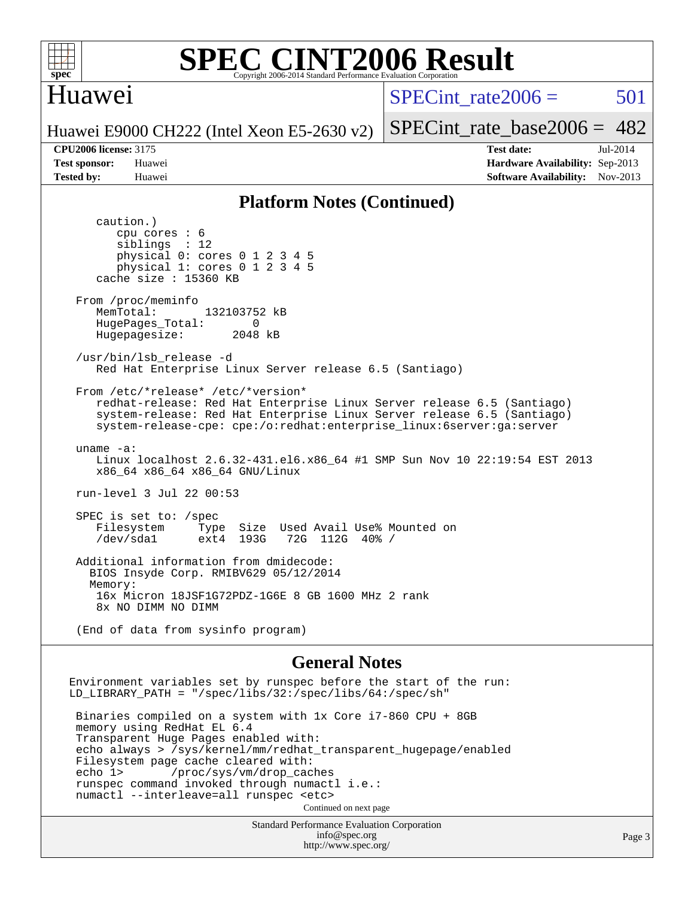## Platform Notes (Continued)

```
      caution.)
         cpu cores : 6
         siblings  : 12
         physical 0: cores 0 1 2 3 4 5
         physical 1: cores 0 1 2 3 4 5
      cache size : 15360 KB

   From /proc/meminfo
      MemTotal:       132103752 kB
      HugePages_Total:       0
      Hugepagesize:       2048 kB

   /usr/bin/lsb_release -d
      Red Hat Enterprise Linux Server release 6.5 (Santiago)

   From /etc/*release* /etc/*version*
      redhat-release: Red Hat Enterprise Linux Server release 6.5 (Santiago)
      system-release: Red Hat Enterprise Linux Server release 6.5 (Santiago)
      system-release-cpe: cpe:/o:redhat:enterprise_linux:6server:ga:server

   uname -a:
      Linux localhost 2.6.32-431.el6.x86_64 #1 SMP Sun Nov 10 22:19:54 EST 2013
      x86_64 x86_64 x86_64 GNU/Linux

   run-level 3 Jul 22 00:53

   SPEC is set to: /spec
      Filesystem     Type  Size  Used Avail Use% Mounted on
      /dev/sda1      ext4  193G   72G  112G  40% /

   Additional information from dmidecode:
     BIOS Insyde Corp. RMIBV629 05/12/2014
     Memory:
      16x Micron 18JSF1G72PDZ-1G6E 8 GB 1600 MHz 2 rank
      8x NO DIMM NO DIMM

   (End of data from sysinfo program)
```

## General Notes

```
Environment variables set by runspec before the start of the run:
LD_LIBRARY_PATH = "/spec/libs/32:/spec/libs/64:/spec/sh"

 Binaries compiled on a system with 1x Core i7-860 CPU + 8GB
 memory using RedHat EL 6.4
 Transparent Huge Pages enabled with:
 echo always > /sys/kernel/mm/redhat_transparent_hugepage/enabled
 Filesystem page cache cleared with:
 echo 1>       /proc/sys/vm/drop_caches
 runspec command invoked through numactl i.e.:
 numactl --interleave=all runspec <etc>
```

Continued on next page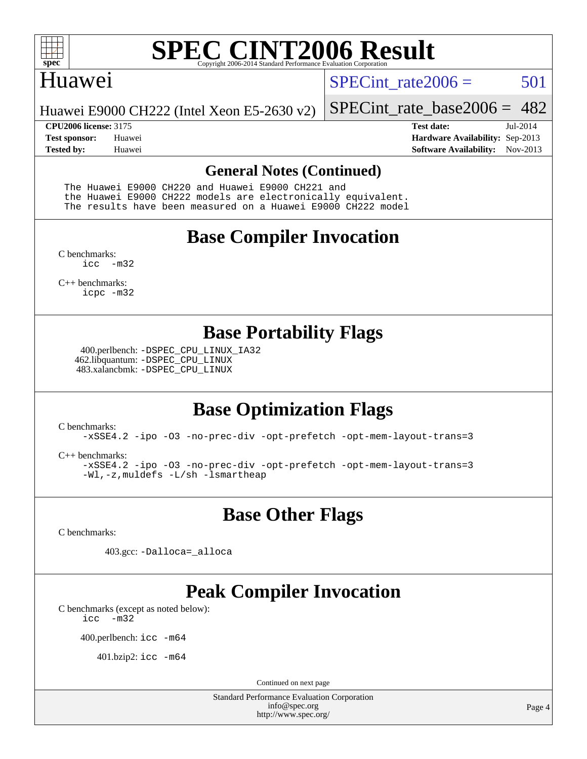# SPEC CINT2006 Result

## Huawei

Huawei E9000 CH222 (Intel Xeon E5-2630 v2)

SPECint_rate2006 = 501

SPECint_rate_base2006 = 482

**CPU2006 license:** 3175
**Test sponsor:** Huawei
**Tested by:** Huawei

**Test date:** Jul-2014
**Hardware Availability:** Sep-2013
**Software Availability:** Nov-2013

## General Notes (Continued)

```
The Huawei E9000 CH220 and Huawei E9000 CH221 and
the Huawei E9000 CH222 models are electronically equivalent.
The results have been measured on a Huawei E9000 CH222 model
```

## Base Compiler Invocation

C benchmarks:
`icc -m32`

C++ benchmarks:
`icpc -m32`

## Base Portability Flags

400.perlbench: `-DSPEC_CPU_LINUX_IA32`
462.libquantum: `-DSPEC_CPU_LINUX`
483.xalancbmk: `-DSPEC_CPU_LINUX`

## Base Optimization Flags

C benchmarks:
`-xSSE4.2 -ipo -O3 -no-prec-div -opt-prefetch -opt-mem-layout-trans=3`

C++ benchmarks:
`-xSSE4.2 -ipo -O3 -no-prec-div -opt-prefetch -opt-mem-layout-trans=3`
`-Wl,-z,muldefs -L/sh -lsmartheap`

## Base Other Flags

C benchmarks:

403.gcc: `-Dalloca=_alloca`

## Peak Compiler Invocation

C benchmarks (except as noted below):
`icc -m32`

400.perlbench: `icc -m64`

401.bzip2: `icc -m64`

Continued on next page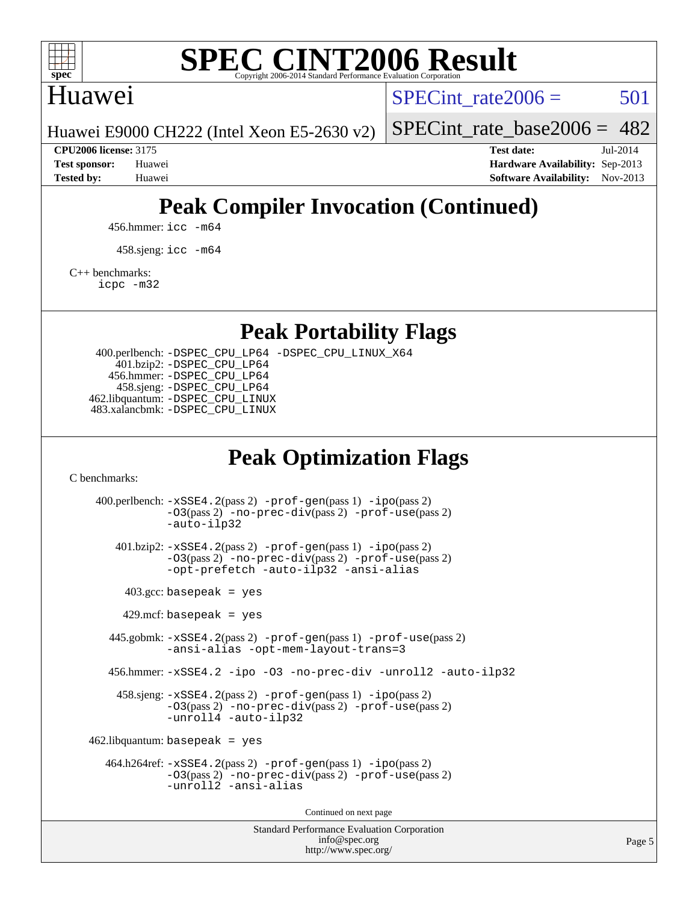# Peak Compiler Invocation (Continued)

456.hmmer: `icc -m64`

458.sjeng: `icc -m64`

C++ benchmarks:
`icpc -m32`

# Peak Portability Flags

400.perlbench: `-DSPEC_CPU_LP64 -DSPEC_CPU_LINUX_X64`
401.bzip2: `-DSPEC_CPU_LP64`
456.hmmer: `-DSPEC_CPU_LP64`
458.sjeng: `-DSPEC_CPU_LP64`
462.libquantum: `-DSPEC_CPU_LINUX`
483.xalancbmk: `-DSPEC_CPU_LINUX`

# Peak Optimization Flags

C benchmarks:

400.perlbench: `-xSSE4.2`(pass 2) `-prof-gen`(pass 1) `-ipo`(pass 2) `-O3`(pass 2) `-no-prec-div`(pass 2) `-prof-use`(pass 2) `-auto-ilp32`

401.bzip2: `-xSSE4.2`(pass 2) `-prof-gen`(pass 1) `-ipo`(pass 2) `-O3`(pass 2) `-no-prec-div`(pass 2) `-prof-use`(pass 2) `-opt-prefetch -auto-ilp32 -ansi-alias`

403.gcc: `basepeak = yes`

429.mcf: `basepeak = yes`

445.gobmk: `-xSSE4.2`(pass 2) `-prof-gen`(pass 1) `-prof-use`(pass 2) `-ansi-alias -opt-mem-layout-trans=3`

456.hmmer: `-xSSE4.2 -ipo -O3 -no-prec-div -unroll2 -auto-ilp32`

458.sjeng: `-xSSE4.2`(pass 2) `-prof-gen`(pass 1) `-ipo`(pass 2) `-O3`(pass 2) `-no-prec-div`(pass 2) `-prof-use`(pass 2) `-unroll4 -auto-ilp32`

462.libquantum: `basepeak = yes`

464.h264ref: `-xSSE4.2`(pass 2) `-prof-gen`(pass 1) `-ipo`(pass 2) `-O3`(pass 2) `-no-prec-div`(pass 2) `-prof-use`(pass 2) `-unroll2 -ansi-alias`

Continued on next page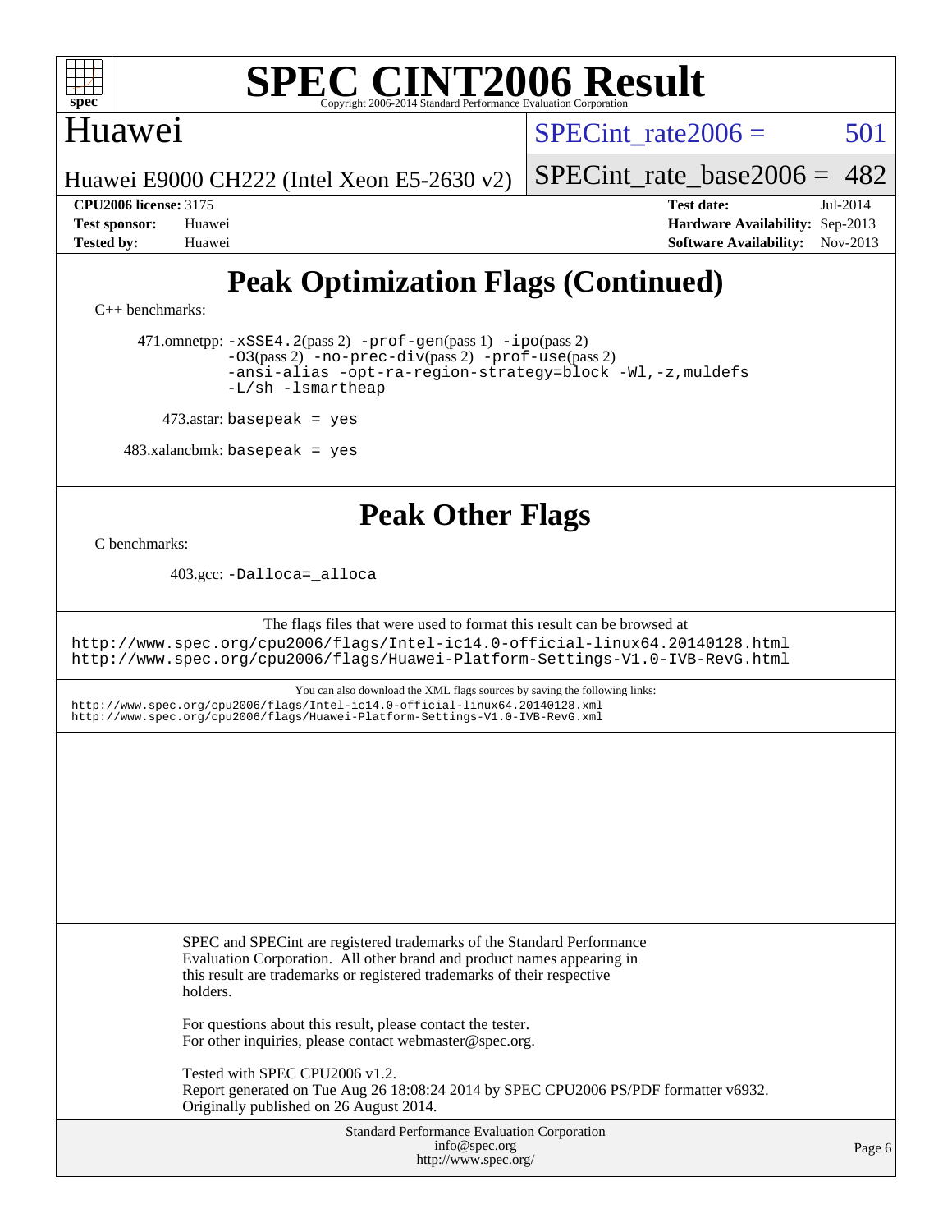# SPEC CINT2006 Result

Copyright 2006-2014 Standard Performance Evaluation Corporation

## Huawei

Huawei E9000 CH222 (Intel Xeon E5-2630 v2)

SPECint_rate2006 = 501

SPECint_rate_base2006 = 482

**CPU2006 license:** 3175
**Test sponsor:** Huawei
**Tested by:** Huawei

**Test date:** Jul-2014
**Hardware Availability:** Sep-2013
**Software Availability:** Nov-2013

## Peak Optimization Flags (Continued)

C++ benchmarks:

471.omnetpp: -xSSE4.2(pass 2) -prof-gen(pass 1) -ipo(pass 2) -O3(pass 2) -no-prec-div(pass 2) -prof-use(pass 2) -ansi-alias -opt-ra-region-strategy=block -Wl,-z,muldefs -L/sh -lsmartheap

473.astar: basepeak = yes

483.xalancbmk: basepeak = yes

## Peak Other Flags

C benchmarks:

403.gcc: -Dalloca=_alloca

The flags files that were used to format this result can be browsed at
http://www.spec.org/cpu2006/flags/Intel-ic14.0-official-linux64.20140128.html
http://www.spec.org/cpu2006/flags/Huawei-Platform-Settings-V1.0-IVB-RevG.html

You can also download the XML flags sources by saving the following links:
http://www.spec.org/cpu2006/flags/Intel-ic14.0-official-linux64.20140128.xml
http://www.spec.org/cpu2006/flags/Huawei-Platform-Settings-V1.0-IVB-RevG.xml

SPEC and SPECint are registered trademarks of the Standard Performance Evaluation Corporation. All other brand and product names appearing in this result are trademarks or registered trademarks of their respective holders.

For questions about this result, please contact the tester.
For other inquiries, please contact webmaster@spec.org.

Tested with SPEC CPU2006 v1.2.
Report generated on Tue Aug 26 18:08:24 2014 by SPEC CPU2006 PS/PDF formatter v6932.
Originally published on 26 August 2014.

Standard Performance Evaluation Corporation
info@spec.org
http://www.spec.org/